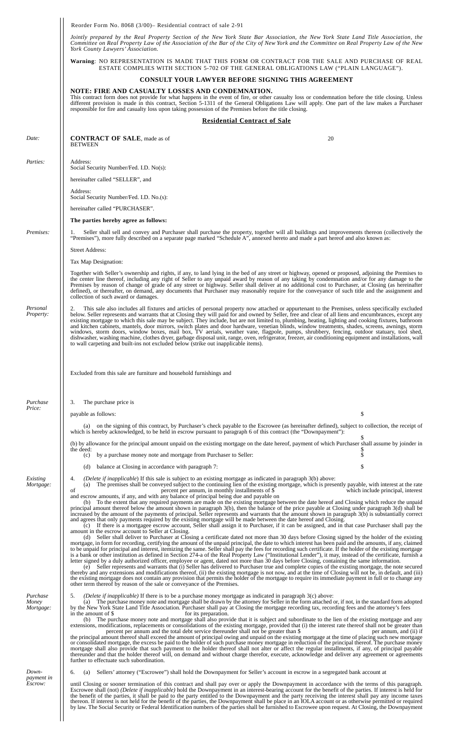Reorder Form No. 8068 (3/00)– Residential contract of sale 2-91

*Jointly prepared by the Real Property Section of the New York State Bar Association, the New York State Land Title Association, the Committee on Real Property Law of the Association of the Bar of the City of New York and the Committee on Real Property Law of the New York County Lawyers' Association.*

**Warning**: NO REPRESENTATION IS MADE THAT THIS FORM OR CONTRACT FOR THE SALE AND PURCHASE OF REAL ESTATE COMPLIES WITH SECTION 5-702 OF THE GENERAL OBLIGATIONS LAW ("PLAIN LANGUAGE").

**CONSULT YOUR LAWYER BEFORE SIGNING THIS AGREEMENT**

**NOTE: FIRE AND CASUALTY LOSSES AND CONDEMNATION.**
This contract form does not provide for what happens in the event of fire, or other casualty loss or condemnation before the title closing. Unless different provision is made in this contract, Section 5-1311 of the General Obligations Law will apply. One part of the law makes a Purchaser responsible for fire and casualty loss upon taking possession of the Premises before the title closing.

## Residential Contract of Sale

*Date:* **CONTRACT OF SALE**, made as of 20
BETWEEN

*Parties:* Address:
Social Security Number/Fed. I.D. No(s):

hereinafter called "SELLER", and

Address:
Social Security Number/Fed. I.D. No.(s):

hereinafter called "PURCHASER".

**The parties hereby agree as follows:**

*Premises:* 1. Seller shall sell and convey and Purchaser shall purchase the property, together will all buildings and improvements thereon (collectively the "Premises"), more fully described on a separate page marked "Schedule A", annexed hereto and made a part hereof and also known as:

Street Address:

Tax Map Designation:

Together with Seller's ownership and rights, if any, to land lying in the bed of any street or highway, opened or proposed, adjoining the Premises to the center line thereof, including any right of Seller to any unpaid award by reason of any taking by condemnation and/or for any damage to the Premises by reason of change of grade of any street or highway. Seller shall deliver at no additional cost to Purchaser, at Closing (as hereinafter defined), or thereafter, on demand, any documents that Purchaser may reasonably require for the conveyance of such title and the assignment and collection of such award or damages.

*Personal Property:* 2. This sale also includes all fixtures and articles of personal property now attached or appurtenant to the Premises, unless specifically excluded below. Seller represents and warrants that at Closing they will paid for and owned by Seller, free and clear of all liens and encumbrances, except any existing mortgage to which this sale may be subject. They include, but are not limited to, plumbing, heating, lighting and cooking fixtures, bathroom and kitchen cabinets, mantels, door mirrors, switch plates and door hardware, venetian blinds, window treatments, shades, screens, awnings, storm windows, storm doors, window boxes, mail box, TV aerials, weather vane, flagpole, pumps, shrubbery, fencing, outdoor statuary, tool shed, dishwasher, washing machine, clothes dryer, garbage disposal unit, range, oven, refrigerator, freezer, air conditioning equipment and installations, wall to wall carpeting and built-ins not excluded below (strike out inapplicable items).

Excluded from this sale are furniture and household furnishings and

*Purchase Price:* 3. The purchase price is

payable as follows: $

(a) on the signing of this contract, by Purchaser's check payable to the Escrowee (as hereinafter defined), subject to collection, the receipt of which is hereby acknowledged, to be held in escrow pursuant to paragraph 6 of this contract (the "Downpayment"): $

(b) by allowance for the principal amount unpaid on the existing mortgage on the date hereof, payment of which Purchaser shall assume by joinder in the deed: $

(c) by a purchase money note and mortgage from Purchaser to Seller: $

(d) balance at Closing in accordance with paragraph 7: $

*Existing Mortgage:* 4. *(Delete if inapplicable)* If this sale is subject to an existing mortgage as indicated in paragraph 3(b) above:

(a) The premises shall be conveyed subject to the continuing lien of the existing mortgage, which is presently payable, with interest at the rate of percent per annum, in monthly installments of $ which include principal, interest and escrow amounts, if any, and with any balance of principal being due and payable on

(b) To the extent that any required payments are made on the existing mortgage between the date hereof and Closing which reduce the unpaid principal amount thereof below the amount shown in paragraph 3(b), then the balance of the price payable at Closing under paragraph 3(d) shall be increased by the amount of the payments of principal. Seller represents and warrants that the amount shown in paragraph 3(b) is substantially correct and agrees that only payments required by the existing mortgage will be made between the date hereof and Closing.

(c) If there is a mortgagee escrow account, Seller shall assign it to Purchaser, if it can be assigned, and in that case Purchaser shall pay the amount in the escrow account to Seller at Closing.

(d) Seller shall deliver to Purchaser at Closing a certificate dated not more than 30 days before Closing signed by the holder of the existing mortgage, in form for recording, certifying the amount of the unpaid principal, the date to which interest has been paid and the amounts, if any, claimed to be unpaid for principal and interest, itemizing the same. Seller shall pay the fees for recording such certificate. If the holder of the existing mortgage is a bank or other institution as defined in Section 274-a of the Real Property Law ("Institutional Lender"), it may, instead of the certificate, furnish a letter signed by a duly authorized officer, employee or agent, dated not more than 30 days before Closing, containing the same information.

(e) Seller represents and warrants that (i) Seller has delivered to Purchaser true and complete copies of the existing mortgage, the note secured thereby and any extensions and modifications thereof, (ii) the existing mortgage is not now, and at the time of Closing will not be, in default, and (iii) the existing mortgage does not contain any provision that permits the holder of the mortgage to require its immediate payment in full or to change any other term thereof by reason of the sale or conveyance of the Premises.

*Purchase Money Mortgage:* 5. *(Delete if inapplicable)* If there is to be a purchase money mortgage as indicated in paragraph 3(c) above:

(a) The purchase money note and mortgage shall be drawn by the attorney for Seller in the form attached or, if not, in the standard form adopted by the New York State Land Title Association. Purchaser shall pay at Closing the mortgage recording tax, recording fees and the attorney's fees in the amount of $ for its preparation.

(b) The purchase money note and mortgage shall also provide that it is subject and subordinate to the lien of the existing mortgage and any extensions, modifications, replacements or consolidations of the existing mortgage, provided that (i) the interest rate thereof shall not be greater than percent per annum and the total debt service thereunder shall not be greater than $ per annum, and (ii) if the principal amount thereof shall exceed the amount of principal owing and unpaid on the existing mortgage at the time of placing such new mortgage or consolidated mortgage, the excess be paid to the holder of such purchase money mortgage in reduction of the principal thereof. The purchase money mortgage shall also provide that such payment to the holder thereof shall not alter or affect the regular installments, if any, of principal payable thereunder and that the holder thereof will, on demand and without charge therefor, execute, acknowledge and deliver any agreement or agreements further to effectuate such subordination.

*Downpayment in Escrow:* 6. (a) Sellers' attorney ("Escrowee") shall hold the Downpayment for Seller's account in escrow in a segregated bank account at

until Closing or sooner termination of this contract and shall pay over or apply the Downpayment in accordance with the terms of this paragraph. Escrowee shall (not) *(Delete if inapplicable)* hold the Downpayment in an interest-bearing account for the benefit of the parties. If interest is held for the benefit of the parties, it shall be paid to the party entitled to the Downpayment and the party receiving the interest shall pay any income taxes thereon. If interest is not held for the benefit of the parties, the Downpayment shall be place in an IOLA account or as otherwise permitted or required by law. The Social Security or Federal Identification numbers of the parties shall be furnished to Escrowee upon request. At Closing, the Downpayment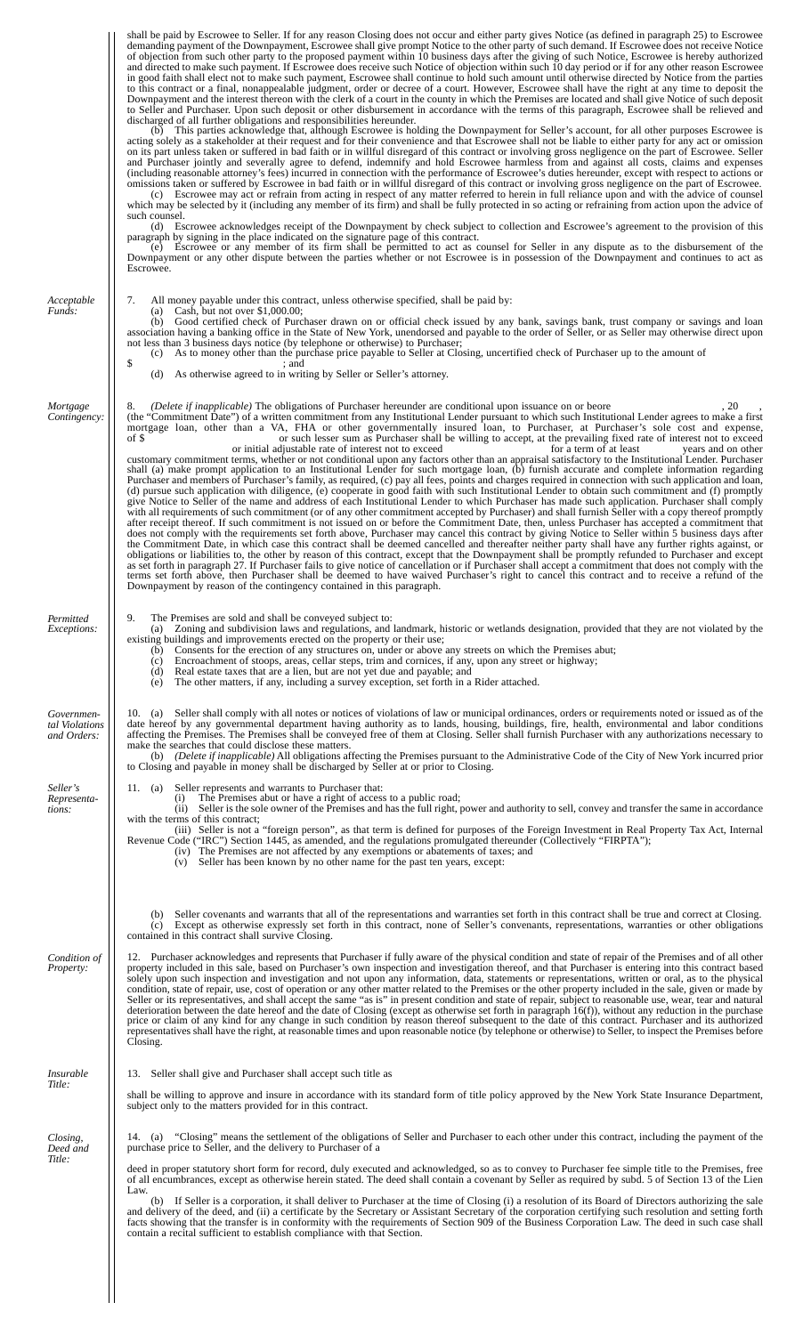shall be paid by Escrowee to Seller. If for any reason Closing does not occur and either party gives Notice (as defined in paragraph 25) to Escrowee demanding payment of the Downpayment, Escrowee shall give prompt Notice to the other party of such demand. If Escrowee does not receive Notice of objection from such other party to the proposed payment within 10 business days after the giving of such Notice, Escrowee is hereby authorized and directed to make such payment. If Escrowee does receive such Notice of objection within such 10 day period or if for any other reason Escrowee in good faith shall elect not to make such payment, Escrowee shall continue to hold such amount until otherwise directed by Notice from the parties to this contract or a final, nonappealable judgment, order or decree of a court. However, Escrowee shall have the right at any time to deposit the Downpayment and the interest thereon with the clerk of a court in the county in which the Premises are located and shall give Notice of such deposit to Seller and Purchaser. Upon such deposit or other disbursement in accordance with the terms of this paragraph, Escrowee shall be relieved and discharged of all further obligations and responsibilities hereunder.

(b) This parties acknowledge that, although Escrowee is holding the Downpayment for Seller's account, for all other purposes Escrowee is acting solely as a stakeholder at their request and for their convenience and that Escrowee shall not be liable to either party for any act or omission on its part unless taken or suffered in bad faith or in willful disregard of this contract or involving gross negligence on the part of Escrowee. Seller and Purchaser jointly and severally agree to defend, indemnify and hold Escrowee harmless from and against all costs, claims and expenses (including reasonable attorney's fees) incurred in connection with the performance of Escrowee's duties hereunder, except with respect to actions or omissions taken or suffered by Escrowee in bad faith or in willful disregard of this contract or involving gross negligence on the part of Escrowee.

(c) Escrowee may act or refrain from acting in respect of any matter referred to herein in full reliance upon and with the advice of counsel which may be selected by it (including any member of its firm) and shall be fully protected in so acting or refraining from action upon the advice of such counsel.

(d) Escrowee acknowledges receipt of the Downpayment by check subject to collection and Escrowee's agreement to the provision of this paragraph by signing in the place indicated on the signature page of this contract.

(e) Escrowee or any member of its firm shall be permitted to act as counsel for Seller in any dispute as to the disbursement of the Downpayment or any other dispute between the parties whether or not Escrowee is in possession of the Downpayment and continues to act as Escrowee.

*Acceptable Funds:*

7. All money payable under this contract, unless otherwise specified, shall be paid by:

(a) Cash, but not over $1,000.00;

(b) Good certified check of Purchaser drawn on or official check issued by any bank, savings bank, trust company or savings and loan association having a banking office in the State of New York, unendorsed and payable to the order of Seller, or as Seller may otherwise direct upon not less than 3 business days notice (by telephone or otherwise) to Purchaser;

(c) As to money other than the purchase price payable to Seller at Closing, uncertified check of Purchaser up to the amount of $ ; and

(d) As otherwise agreed to in writing by Seller or Seller's attorney.

*Mortgage Contingency:*

8. *(Delete if inapplicable)* The obligations of Purchaser hereunder are conditional upon issuance on or beore , 20 , (the "Commitment Date") of a written commitment from any Institutional Lender pursuant to which such Institutional Lender agrees to make a first mortgage loan, other than a VA, FHA or other governmentally insured loan, to Purchaser, at Purchaser's sole cost and expense, of $ or such lesser sum as Purchaser shall be willing to accept, at the prevailing fixed rate of interest not to exceed or initial adjustable rate of interest not to exceed for a term of at least years and on other customary commitment terms, whether or not conditional upon any factors other than an appraisal satisfactory to the Institutional Lender. Purchaser shall (a) make prompt application to an Institutional Lender for such mortgage loan, (b) furnish accurate and complete information regarding Purchaser and members of Purchaser's family, as required, (c) pay all fees, points and charges required in connection with such application and loan, (d) pursue such application with diligence, (e) cooperate in good faith with such Institutional Lender to obtain such commitment and (f) promptly give Notice to Seller of the name and address of each Institutional Lender to which Purchaser has made such application. Purchaser shall comply with all requirements of such commitment (or of any other commitment accepted by Purchaser) and shall furnish Seller with a copy thereof promptly after receipt thereof. If such commitment is not issued on or before the Commitment Date, then, unless Purchaser has accepted a commitment that does not comply with the requirements set forth above, Purchaser may cancel this contract by giving Notice to Seller within 5 business days after the Commitment Date, in which case this contract shall be deemed cancelled and thereafter neither party shall have any further rights against, or obligations or liabilities to, the other by reason of this contract, except that the Downpayment shall be promptly refunded to Purchaser and except as set forth in paragraph 27. If Purchaser fails to give notice of cancellation or if Purchaser shall accept a commitment that does not comply with the terms set forth above, then Purchaser shall be deemed to have waived Purchaser's right to cancel this contract and to receive a refund of the Downpayment by reason of the contingency contained in this paragraph.

*Permitted Exceptions:*

9. The Premises are sold and shall be conveyed subject to:

(a) Zoning and subdivision laws and regulations, and landmark, historic or wetlands designation, provided that they are not violated by the existing buildings and improvements erected on the property or their use;

(b) Consents for the erection of any structures on, under or above any streets on which the Premises abut;

(c) Encroachment of stoops, areas, cellar steps, trim and cornices, if any, upon any street or highway;

(d) Real estate taxes that are a lien, but are not yet due and payable; and

(e) The other matters, if any, including a survey exception, set forth in a Rider attached.

*Governmental Violations and Orders:*

10. (a) Seller shall comply with all notes or notices of violations of law or municipal ordinances, orders or requirements noted or issued as of the date hereof by any governmental department having authority as to lands, housing, buildings, fire, health, environmental and labor conditions affecting the Premises. The Premises shall be conveyed free of them at Closing. Seller shall furnish Purchaser with any authorizations necessary to make the searches that could disclose these matters.

(b) *(Delete if inapplicable)* All obligations affecting the Premises pursuant to the Administrative Code of the City of New York incurred prior to Closing and payable in money shall be discharged by Seller at or prior to Closing.

*Seller's Representations:*

11. (a) Seller represents and warrants to Purchaser that:

(i) The Premises abut or have a right of access to a public road;

(ii) Seller is the sole owner of the Premises and has the full right, power and authority to sell, convey and transfer the same in accordance with the terms of this contract;

(iii) Seller is not a "foreign person", as that term is defined for purposes of the Foreign Investment in Real Property Tax Act, Internal Revenue Code ("IRC") Section 1445, as amended, and the regulations promulgated thereunder (Collectively "FIRPTA");

(iv) The Premises are not affected by any exemptions or abatements of taxes; and

(v) Seller has been known by no other name for the past ten years, except:

(b) Seller covenants and warrants that all of the representations and warranties set forth in this contract shall be true and correct at Closing.

(c) Except as otherwise expressly set forth in this contract, none of Seller's convenants, representations, warranties or other obligations contained in this contract shall survive Closing.

*Condition of Property:*

12. Purchaser acknowledges and represents that Purchaser if fully aware of the physical condition and state of repair of the Premises and of all other property included in this sale, based on Purchaser's own inspection and investigation thereof, and that Purchaser is entering into this contract based solely upon such inspection and investigation and not upon any information, data, statements or representations, written or oral, as to the physical condition, state of repair, use, cost of operation or any other matter related to the Premises or the other property included in the sale, given or made by Seller or its representatives, and shall accept the same "as is" in present condition and state of repair, subject to reasonable use, wear, tear and natural deterioration between the date hereof and the date of Closing (except as otherwise set forth in paragraph 16(f)), without any reduction in the purchase price or claim of any kind for any change in such condition by reason thereof subsequent to the date of this contract. Purchaser and its authorized representatives shall have the right, at reasonable times and upon reasonable notice (by telephone or otherwise) to Seller, to inspect the Premises before Closing.

*Insurable Title:*

13. Seller shall give and Purchaser shall accept such title as

shall be willing to approve and insure in accordance with its standard form of title policy approved by the New York State Insurance Department, subject only to the matters provided for in this contract.

*Closing, Deed and Title:*

14. (a) "Closing" means the settlement of the obligations of Seller and Purchaser to each other under this contract, including the payment of the purchase price to Seller, and the delivery to Purchaser of a

deed in proper statutory short form for record, duly executed and acknowledged, so as to convey to Purchaser fee simple title to the Premises, free of all encumbrances, except as otherwise herein stated. The deed shall contain a covenant by Seller as required by subd. 5 of Section 13 of the Lien Law.

(b) If Seller is a corporation, it shall deliver to Purchaser at the time of Closing (i) a resolution of its Board of Directors authorizing the sale and delivery of the deed, and (ii) a certificate by the Secretary or Assistant Secretary of the corporation certifying such resolution and setting forth facts showing that the transfer is in conformity with the requirements of Section 909 of the Business Corporation Law. The deed in such case shall contain a recital sufficient to establish compliance with that Section.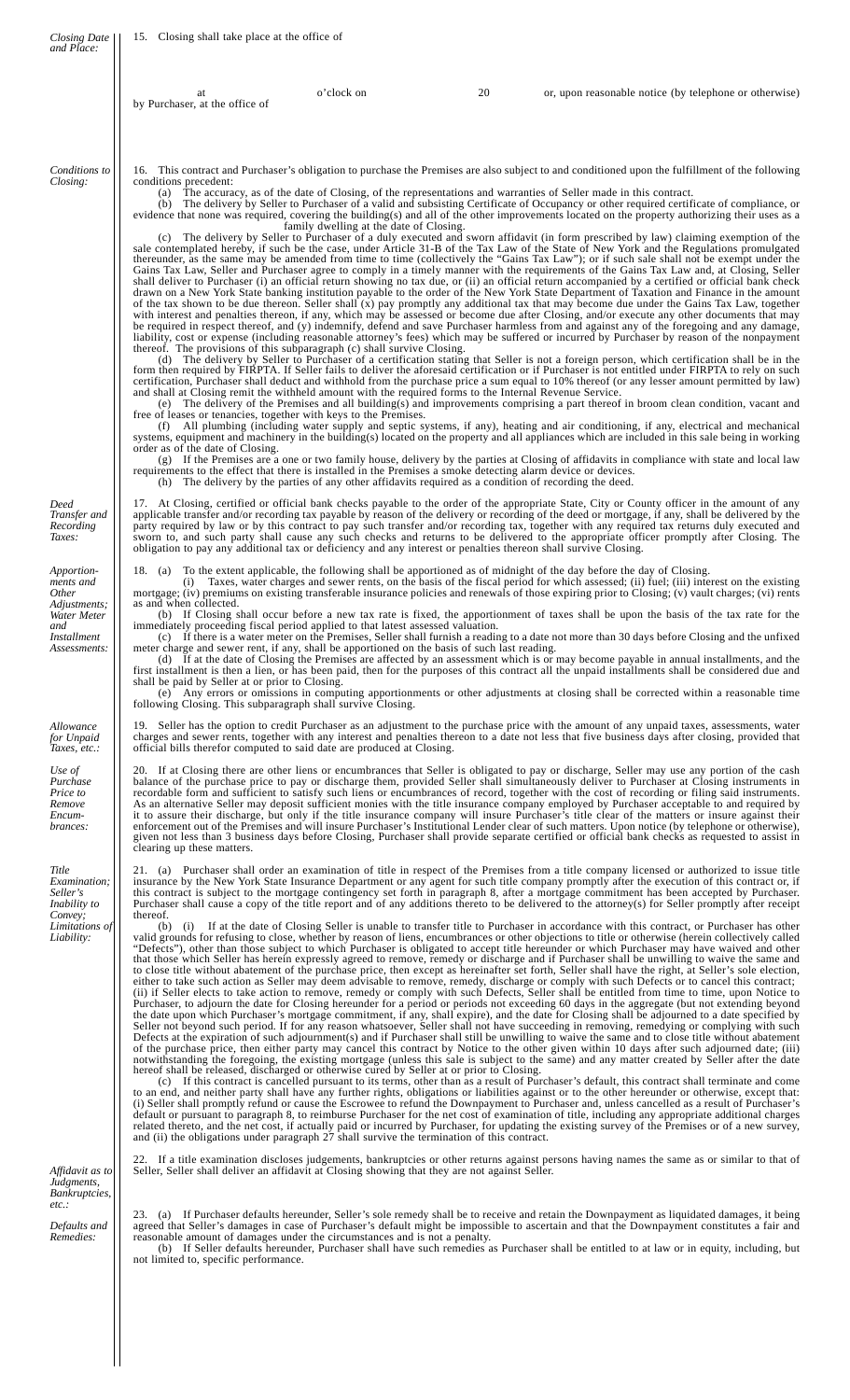*Closing Date and Place:*

15. Closing shall take place at the office of

at o'clock on 20 or, upon reasonable notice (by telephone or otherwise) by Purchaser, at the office of

*Conditions to Closing:*

16. This contract and Purchaser's obligation to purchase the Premises are also subject to and conditioned upon the fulfillment of the following conditions precedent:

(a) The accuracy, as of the date of Closing, of the representations and warranties of Seller made in this contract.

(b) The delivery by Seller to Purchaser of a valid and subsisting Certificate of Occupancy or other required certificate of compliance, or evidence that none was required, covering the building(s) and all of the other improvements located on the property authorizing their uses as a family dwelling at the date of Closing.

(c) The delivery by Seller to Purchaser of a duly executed and sworn affidavit (in form prescribed by law) claiming exemption of the sale contemplated hereby, if such be the case, under Article 31-B of the Tax Law of the State of New York and the Regulations promulgated thereunder, as the same may be amended from time to time (collectively the "Gains Tax Law"); or if such sale shall not be exempt under the Gains Tax Law, Seller and Purchaser agree to comply in a timely manner with the requirements of the Gains Tax Law and, at Closing, Seller shall deliver to Purchaser (i) an official return showing no tax due, or (ii) an official return accompanied by a certified or official bank check drawn on a New York State banking institution payable to the order of the New York State Department of Taxation and Finance in the amount of the tax shown to be due thereon. Seller shall (x) pay promptly any additional tax that may become due under the Gains Tax Law, together with interest and penalties thereon, if any, which may be assessed or become due after Closing, and/or execute any other documents that may be required in respect thereof, and (y) indemnify, defend and save Purchaser harmless from and against any of the foregoing and any damage, liability, cost or expense (including reasonable attorney's fees) which may be suffered or incurred by Purchaser by reason of the nonpayment thereof. The provisions of this subparagraph (c) shall survive Closing.

(d) The delivery by Seller to Purchaser of a certification stating that Seller is not a foreign person, which certification shall be in the form then required by FIRPTA. If Seller fails to deliver the aforesaid certification or if Purchaser is not entitled under FIRPTA to rely on such certification, Purchaser shall deduct and withhold from the purchase price a sum equal to 10% thereof (or any lesser amount permitted by law) and shall at Closing remit the withheld amount with the required forms to the Internal Revenue Service.

(e) The delivery of the Premises and all building(s) and improvements comprising a part thereof in broom clean condition, vacant and free of leases or tenancies, together with keys to the Premises.

(f) All plumbing (including water supply and septic systems, if any), heating and air conditioning, if any, electrical and mechanical systems, equipment and machinery in the building(s) located on the property and all appliances which are included in this sale being in working order as of the date of Closing.

(g) If the Premises are a one or two family house, delivery by the parties at Closing of affidavits in compliance with state and local law requirements to the effect that there is installed in the Premises a smoke detecting alarm device or devices.

(h) The delivery by the parties of any other affidavits required as a condition of recording the deed.

*Deed Transfer and Recording Taxes:*

17. At Closing, certified or official bank checks payable to the order of the appropriate State, City or County officer in the amount of any applicable transfer and/or recording tax payable by reason of the delivery or recording of the deed or mortgage, if any, shall be delivered by the party required by law or by this contract to pay such transfer and/or recording tax, together with any required tax returns duly executed and sworn to, and such party shall cause any such checks and returns to be delivered to the appropriate officer promptly after Closing. The obligation to pay any additional tax or deficiency and any interest or penalties thereon shall survive Closing.

*Apportionments and Other Adjustments; Water Meter and Installment Assessments:*

18. (a) To the extent applicable, the following shall be apportioned as of midnight of the day before the day of Closing.

(i) Taxes, water charges and sewer rents, on the basis of the fiscal period for which assessed; (ii) fuel; (iii) interest on the existing mortgage; (iv) premiums on existing transferable insurance policies and renewals of those expiring prior to Closing; (v) vault charges; (vi) rents as and when collected.

(b) If Closing shall occur before a new tax rate is fixed, the apportionment of taxes shall be upon the basis of the tax rate for the immediately proceeding fiscal period applied to that latest assessed valuation.

(c) If there is a water meter on the Premises, Seller shall furnish a reading to a date not more than 30 days before Closing and the unfixed meter charge and sewer rent, if any, shall be apportioned on the basis of such last reading.

(d) If at the date of Closing the Premises are affected by an assessment which is or may become payable in annual installments, and the first installment is then a lien, or has been paid, then for the purposes of this contract all the unpaid installments shall be considered due and shall be paid by Seller at or prior to Closing.

(e) Any errors or omissions in computing apportionments or other adjustments at closing shall be corrected within a reasonable time following Closing. This subparagraph shall survive Closing.

*Allowance for Unpaid Taxes, etc.:*

19. Seller has the option to credit Purchaser as an adjustment to the purchase price with the amount of any unpaid taxes, assessments, water charges and sewer rents, together with any interest and penalties thereon to a date not less that five business days after closing, provided that official bills therefor computed to said date are produced at Closing.

*Use of Purchase Price to Remove Encumbrances:*

20. If at Closing there are other liens or encumbrances that Seller is obligated to pay or discharge, Seller may use any portion of the cash balance of the purchase price to pay or discharge them, provided Seller shall simultaneously deliver to Purchaser at Closing instruments in recordable form and sufficient to satisfy such liens or encumbrances of record, together with the cost of recording or filing said instruments. As an alternative Seller may deposit sufficient monies with the title insurance company employed by Purchaser acceptable to and required by it to assure their discharge, but only if the title insurance company will insure Purchaser's title clear of the matters or insure against their enforcement out of the Premises and will insure Purchaser's Institutional Lender clear of such matters. Upon notice (by telephone or otherwise), given not less than 3 business days before Closing, Purchaser shall provide separate certified or official bank checks as requested to assist in clearing up these matters.

*Title Examination; Seller's Inability to Convey; Limitations of Liability:*

21. (a) Purchaser shall order an examination of title in respect of the Premises from a title company licensed or authorized to issue title insurance by the New York State Insurance Department or any agent for such title company promptly after the execution of this contract or, if this contract is subject to the mortgage contingency set forth in paragraph 8, after a mortgage commitment has been accepted by Purchaser. Purchaser shall cause a copy of the title report and of any additions thereto to be delivered to the attorney(s) for Seller promptly after receipt thereof.

(b) (i) If at the date of Closing Seller is unable to transfer title to Purchaser in accordance with this contract, or Purchaser has other valid grounds for refusing to close, whether by reason of liens, encumbrances or other objections to title or otherwise (herein collectively called "Defects"), other than those subject to which Purchaser is obligated to accept title hereunder or which Purchaser may have waived and other that those which Seller has herein expressly agreed to remove, remedy or discharge and if Purchaser shall be unwilling to waive the same and to close title without abatement of the purchase price, then except as hereinafter set forth, Seller shall have the right, at Seller's sole election, either to take such action as Seller may deem advisable to remove, remedy, discharge or comply with such Defects or to cancel this contract; (ii) if Seller elects to take action to remove, remedy or comply with such Defects, Seller shall be entitled from time to time, upon Notice to Purchaser, to adjourn the date for Closing hereunder for a period or periods not exceeding 60 days in the aggregate (but not extending beyond the date upon which Purchaser's mortgage commitment, if any, shall expire), and the date for Closing shall be adjourned to a date specified by Seller not beyond such period. If for any reason whatsoever, Seller shall not have succeeding in removing, remedying or complying with such Defects at the expiration of such adjournment(s) and if Purchaser shall still be unwilling to waive the same and to close title without abatement of the purchase price, then either party may cancel this contract by Notice to the other given within 10 days after such adjourned date; (iii) notwithstanding the foregoing, the existing mortgage (unless this sale is subject to the same) and any matter created by Seller after the date hereof shall be released, discharged or otherwise cured by Seller at or prior to Closing.

(c) If this contract is cancelled pursuant to its terms, other than as a result of Purchaser's default, this contract shall terminate and come to an end, and neither party shall have any further rights, obligations or liabilities against or to the other hereunder or otherwise, except that: (i) Seller shall promptly refund or cause the Escrowee to refund the Downpayment to Purchaser and, unless cancelled as a result of Purchaser's default or pursuant to paragraph 8, to reimburse Purchaser for the net cost of examination of title, including any appropriate additional charges related thereto, and the net cost, if actually paid or incurred by Purchaser, for updating the existing survey of the Premises or of a new survey, and (ii) the obligations under paragraph 27 shall survive the termination of this contract.

*Affidavit as to Judgments, Bankruptcies, etc.:*

22. If a title examination discloses judgements, bankruptcies or other returns against persons having names the same as or similar to that of Seller, Seller shall deliver an affidavit at Closing showing that they are not against Seller.

*Defaults and Remedies:*

23. (a) If Purchaser defaults hereunder, Seller's sole remedy shall be to receive and retain the Downpayment as liquidated damages, it being agreed that Seller's damages in case of Purchaser's default might be impossible to ascertain and that the Downpayment constitutes a fair and reasonable amount of damages under the circumstances and is not a penalty.

(b) If Seller defaults hereunder, Purchaser shall have such remedies as Purchaser shall be entitled to at law or in equity, including, but not limited to, specific performance.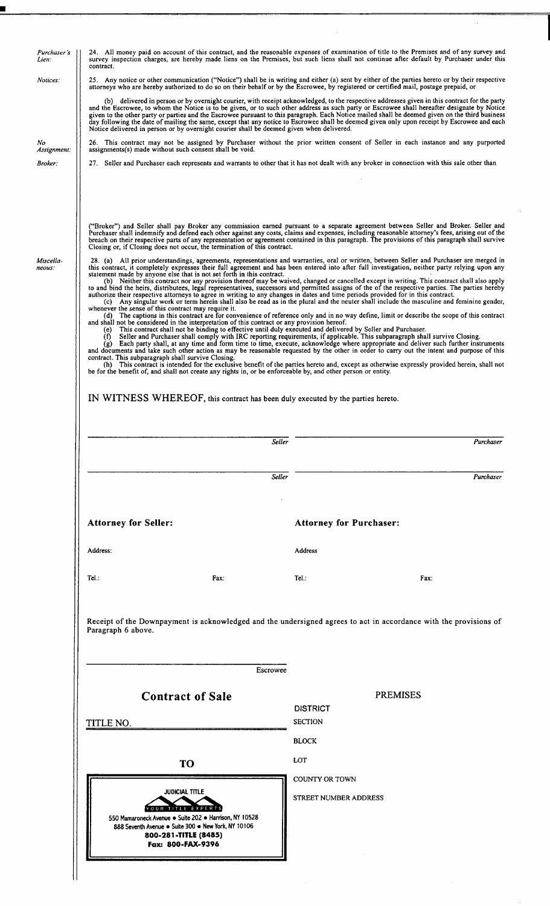*Purchaser's Lien:*

24. All money paid on account of this contract, and the reasonable expenses of examination of title to the Premises and of any survey and survey inspection charges, are hereby made liens on the Premises, but such liens shall not continue after default by Purchaser under this contract.

*Notices:*

25. Any notice or other communication ("Notice") shall be in writing and either (a) sent by either of the parties hereto or by their respective attorneys who are hereby authorized to do so on their behalf or by the Escrowee, by registered or certified mail, postage prepaid, or

(b) delivered in person or by overnight courier, with receipt acknowledged, to the respective addresses given in this contract for the party and the Escrowee, to whom the Notice is to be given, or to such other address as such party or Escrowee shall hereafter designate by Notice given to the other party or parties and the Escrowee pursuant to this paragraph. Each Notice mailed shall be deemed given on the third business day following the date of mailing the same, except that any notice to Escrowee shall be deemed given only upon receipt by Escrowee and each Notice delivered in person or by overnight courier shall be deemed given when delivered.

*No Assignment:*

26. This contract may not be assigned by Purchaser without the prior written consent of Seller in each instance and any purported assignments(s) made without such consent shall be void.

*Broker:*

27. Seller and Purchaser each represents and warrants to other that it has not dealt with any broker in connection with this sale other than

("Broker") and Seller shall pay Broker any commission earned pursuant to a separate agreement between Seller and Broker. Seller and Purchaser shall indemnify and defend each other against any costs, claims and expenses, including reasonable attorney's fees, arising out of the breach on their respective parts of any representation or agreement contained in this paragraph. The provisions of this paragraph shall survive Closing or, if Closing does not occur, the termination of this contract.

*Miscellaneous:*

28. (a) All prior understandings, agreements, representations and warranties, oral or written, between Seller and Purchaser are merged in this contract, it completely expresses their full agreement and has been entered into after full investigation, neither party relying upon any statement made by anyone else that is not set forth in this contract.

(b) Neither this contract nor any provision thereof may be waived, changed or cancelled except in writing. This contract shall also apply to and bind the heirs, distributees, legal representatives, successors and permitted assigns of the of the respective parties. The parties hereby authorize their respective attorneys to agree in writing to any changes in dates and time periods provided for in this contract.

(c) Any singular work or term herein shall also be read as in the plural and the neuter shall include the masculine and feminine gender, whenever the sense of this contract may require it.

(d) The captions in this contract are for convenience of reference only and in no way define, limit or describe the scope of this contract and shall not be considered in the interpretation of this contract or any provision hereof.

(e) This contract shall not be binding to effective until duly executed and delivered by Seller and Purchaser.

(f) Seller and Purchaser shall comply with IRC reporting requirements, if applicable. This subparagraph shall survive Closing.

(g) Each party shall, at any time and form time to time, execute, acknowledge where appropriate and deliver such further instruments and documents and take such other action as may be reasonable requested by the other in order to carry out the intent and purpose of this contract. This subparagraph shall survive Closing.

(h) This contract is intended for the exclusive benefit of the parties hereto and, except as otherwise expressly provided herein, shall not be for the benefit of, and shall not create any rights in, or be enforceable by, and other person or entity.

IN WITNESS WHEREOF, this contract has been duly executed by the parties hereto.

| | |
|---|---|
| ______________________ *Seller* | ______________________ *Purchaser* |
| ______________________ *Seller* | ______________________ *Purchaser* |

| | | | |
|---|---|---|---|
| **Attorney for Seller:** | | **Attorney for Purchaser:** | |
| Address: | | Address | |
| Tel.: | Fax: | Tel.: | Fax: |

Receipt of the Downpayment is acknowledged and the undersigned agrees to act in accordance with the provisions of Paragraph 6 above.

______________________
Escrowee

## Contract of Sale

TITLE NO.

**TO**

JUDICIAL TITLE
YOUR TITLE EXPERTS
550 Mamaroneck Avenue • Suite 202 • Harrison, NY 10528
888 Seventh Avenue • Suite 300 • New York, NY 10106
**800-281-TITLE (8485)**
**Fax: 800-FAX-9396**

PREMISES

DISTRICT

SECTION

BLOCK

LOT

COUNTY OR TOWN

STREET NUMBER ADDRESS